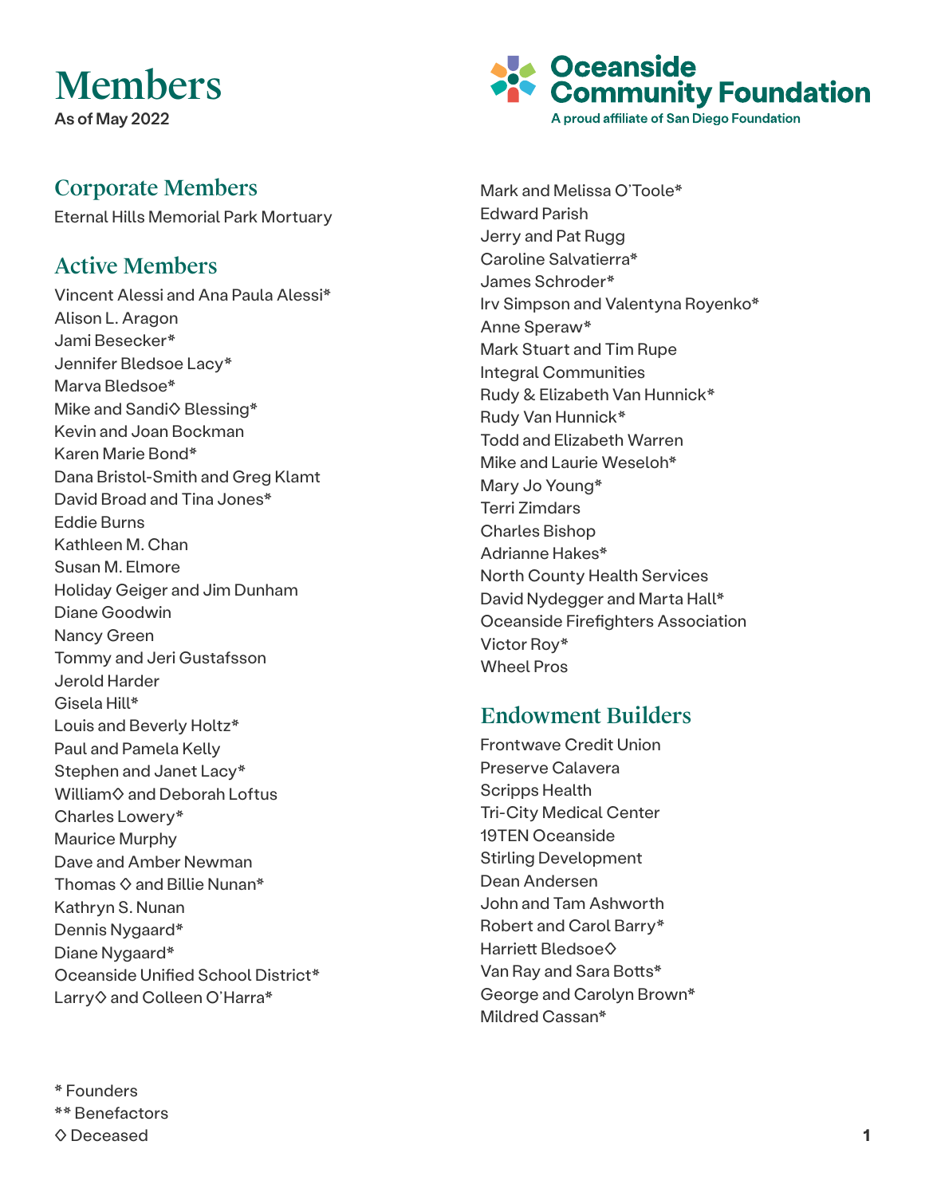# Members

**As of May 2022**

Oceanside Community Foundation
A proud affiliate of San Diego Foundation

## Corporate Members

Eternal Hills Memorial Park Mortuary

## Active Members

Vincent Alessi and Ana Paula Alessi*
Alison L. Aragon
Jami Besecker*
Jennifer Bledsoe Lacy*
Marva Bledsoe*
Mike and Sandi◇ Blessing*
Kevin and Joan Bockman
Karen Marie Bond*
Dana Bristol-Smith and Greg Klamt
David Broad and Tina Jones*
Eddie Burns
Kathleen M. Chan
Susan M. Elmore
Holiday Geiger and Jim Dunham
Diane Goodwin
Nancy Green
Tommy and Jeri Gustafsson
Jerold Harder
Gisela Hill*
Louis and Beverly Holtz*
Paul and Pamela Kelly
Stephen and Janet Lacy*
William◇ and Deborah Loftus
Charles Lowery*
Maurice Murphy
Dave and Amber Newman
Thomas ◇ and Billie Nunan*
Kathryn S. Nunan
Dennis Nygaard*
Diane Nygaard*
Oceanside Unified School District*
Larry◇ and Colleen O'Hara*
Mark and Melissa O'Toole*
Edward Parish
Jerry and Pat Rugg
Caroline Salvatierra*
James Schroder*
Irv Simpson and Valentyna Royenko*
Anne Speraw*
Mark Stuart and Tim Rupe
Integral Communities
Rudy & Elizabeth Van Hunnick*
Rudy Van Hunnick*
Todd and Elizabeth Warren
Mike and Laurie Weseloh*
Mary Jo Young*
Terri Zimdars
Charles Bishop
Adrianne Hakes*
North County Health Services
David Nydegger and Marta Hall*
Oceanside Firefighters Association
Victor Roy*
Wheel Pros

## Endowment Builders

Frontwave Credit Union
Preserve Calavera
Scripps Health
Tri-City Medical Center
19TEN Oceanside
Stirling Development
Dean Andersen
John and Tam Ashworth
Robert and Carol Barry*
Harriett Bledsoe◇
Van Ray and Sara Botts*
George and Carolyn Brown*
Mildred Cassan*

\* Founders
\*\* Benefactors
◇ Deceased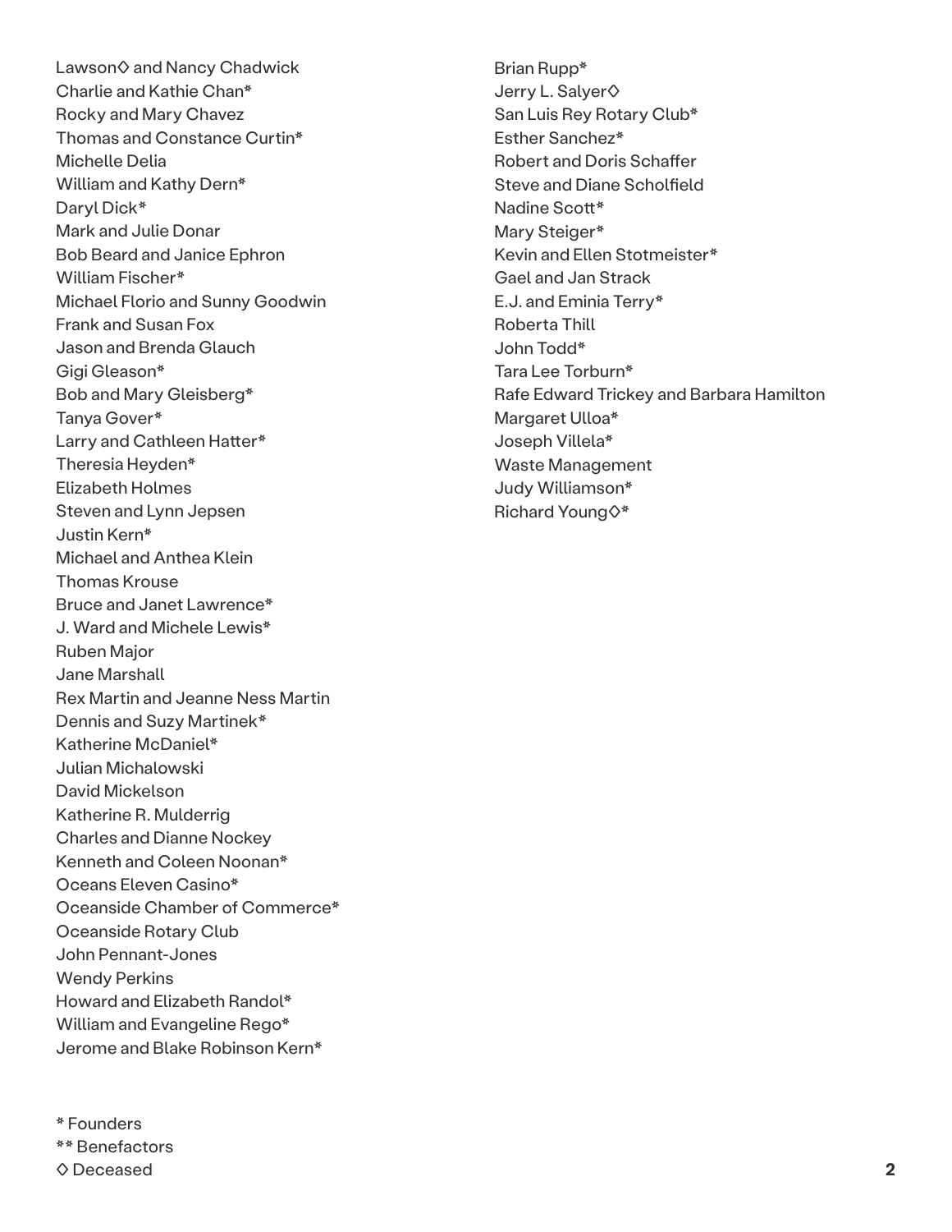Lawson◊ and Nancy Chadwick
Charlie and Kathie Chan*
Rocky and Mary Chavez
Thomas and Constance Curtin*
Michelle Delia
William and Kathy Dern*
Daryl Dick*
Mark and Julie Donar
Bob Beard and Janice Ephron
William Fischer*
Michael Florio and Sunny Goodwin
Frank and Susan Fox
Jason and Brenda Glauch
Gigi Gleason*
Bob and Mary Gleisberg*
Tanya Gover*
Larry and Cathleen Hatter*
Theresia Heyden*
Elizabeth Holmes
Steven and Lynn Jepsen
Justin Kern*
Michael and Anthea Klein
Thomas Krouse
Bruce and Janet Lawrence*
J. Ward and Michele Lewis*
Ruben Major
Jane Marshall
Rex Martin and Jeanne Ness Martin
Dennis and Suzy Martinek*
Katherine McDaniel*
Julian Michalowski
David Mickelson
Katherine R. Mulderrig
Charles and Dianne Nockey
Kenneth and Coleen Noonan*
Oceans Eleven Casino*
Oceanside Chamber of Commerce*
Oceanside Rotary Club
John Pennant-Jones
Wendy Perkins
Howard and Elizabeth Randol*
William and Evangeline Rego*
Jerome and Blake Robinson Kern*
Brian Rupp*
Jerry L. Salyer◊
San Luis Rey Rotary Club*
Esther Sanchez*
Robert and Doris Schaffer
Steve and Diane Scholfield
Nadine Scott*
Mary Steiger*
Kevin and Ellen Stotmeister*
Gael and Jan Strack
E.J. and Eminia Terry*
Roberta Thill
John Todd*
Tara Lee Torburn*
Rafe Edward Trickey and Barbara Hamilton
Margaret Ulloa*
Joseph Villela*
Waste Management
Judy Williamson*
Richard Young◊*

* Founders
** Benefactors
◊ Deceased